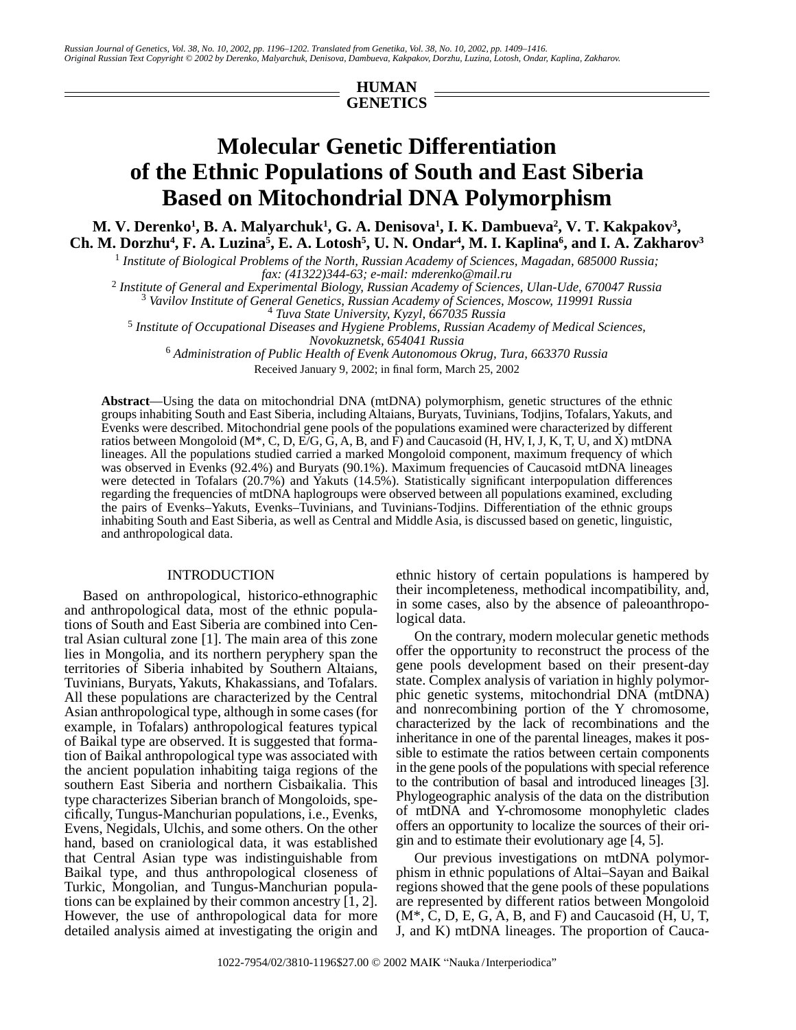Russian Journal of Genetics, Vol. 38, No. 10, 2002, pp. 1196–1202. Translated from Genetika, Vol. 38, No. 10, 2002, pp. 1409–1416.
Original Russian Text Copyright © 2002 by Derenko, Malyarchuk, Denisova, Dambueva, Kakpakov, Dorzhu, Luzina, Lotosh, Ondar, Kaplina, Zakharov.

**HUMAN GENETICS**

# Molecular Genetic Differentiation of the Ethnic Populations of South and East Siberia Based on Mitochondrial DNA Polymorphism

**M. V. Derenko[1], B. A. Malyarchuk[1], G. A. Denisova[1], I. K. Dambueva[2], V. T. Kakpakov[3], Ch. M. Dorzhu[4], F. A. Luzina[5], E. A. Lotosh[5], U. N. Ondar[4], M. I. Kaplina[6], and I. A. Zakharov[3]**

[1] *Institute of Biological Problems of the North, Russian Academy of Sciences, Magadan, 685000 Russia; fax: (41322)344-63; e-mail: mderenko@mail.ru*
[2] *Institute of General and Experimental Biology, Russian Academy of Sciences, Ulan-Ude, 670047 Russia*
[3] *Vavilov Institute of General Genetics, Russian Academy of Sciences, Moscow, 119991 Russia*
[4] *Tuva State University, Kyzyl, 667035 Russia*
[5] *Institute of Occupational Diseases and Hygiene Problems, Russian Academy of Medical Sciences, Novokuznetsk, 654041 Russia*
[6] *Administration of Public Health of Evenk Autonomous Okrug, Tura, 663370 Russia*

Received January 9, 2002; in final form, March 25, 2002

**Abstract**—Using the data on mitochondrial DNA (mtDNA) polymorphism, genetic structures of the ethnic groups inhabiting South and East Siberia, including Altaians, Buryats, Tuvinians, Todjins, Tofalars, Yakuts, and Evenks were described. Mitochondrial gene pools of the populations examined were characterized by different ratios between Mongoloid (M*, C, D, E/G, G, A, B, and F) and Caucasoid (H, HV, I, J, K, T, U, and X) mtDNA lineages. All the populations studied carried a marked Mongoloid component, maximum frequency of which was observed in Evenks (92.4%) and Buryats (90.1%). Maximum frequencies of Caucasoid mtDNA lineages were detected in Tofalars (20.7%) and Yakuts (14.5%). Statistically significant interpopulation differences regarding the frequencies of mtDNA haplogroups were observed between all populations examined, excluding the pairs of Evenks–Yakuts, Evenks–Tuvinians, and Tuvinians-Todjins. Differentiation of the ethnic groups inhabiting South and East Siberia, as well as Central and Middle Asia, is discussed based on genetic, linguistic, and anthropological data.

## INTRODUCTION

Based on anthropological, historico-ethnographic and anthropological data, most of the ethnic populations of South and East Siberia are combined into Central Asian cultural zone [1]. The main area of this zone lies in Mongolia, and its northern peryphery span the territories of Siberia inhabited by Southern Altaians, Tuvinians, Buryats, Yakuts, Khakassians, and Tofalars. All these populations are characterized by the Central Asian anthropological type, although in some cases (for example, in Tofalars) anthropological features typical of Baikal type are observed. It is suggested that formation of Baikal anthropological type was associated with the ancient population inhabiting taiga regions of the southern East Siberia and northern Cisbaikalia. This type characterizes Siberian branch of Mongoloids, specifically, Tungus-Manchurian populations, i.e., Evenks, Evens, Negidals, Ulchis, and some others. On the other hand, based on craniological data, it was established that Central Asian type was indistinguishable from Baikal type, and thus anthropological closeness of Turkic, Mongolian, and Tungus-Manchurian populations can be explained by their common ancestry [1, 2]. However, the use of anthropological data for more detailed analysis aimed at investigating the origin and ethnic history of certain populations is hampered by their incompleteness, methodical incompatibility, and, in some cases, also by the absence of paleoanthropological data.

On the contrary, modern molecular genetic methods offer the opportunity to reconstruct the process of the gene pools development based on their present-day state. Complex analysis of variation in highly polymorphic genetic systems, mitochondrial DNA (mtDNA) and nonrecombining portion of the Y chromosome, characterized by the lack of recombinations and the inheritance in one of the parental lineages, makes it possible to estimate the ratios between certain components in the gene pools of the populations with special reference to the contribution of basal and introduced lineages [3]. Phylogeographic analysis of the data on the distribution of mtDNA and Y-chromosome monophyletic clades offers an opportunity to localize the sources of their origin and to estimate their evolutionary age [4, 5].

Our previous investigations on mtDNA polymorphism in ethnic populations of Altai–Sayan and Baikal regions showed that the gene pools of these populations are represented by different ratios between Mongoloid (M*, C, D, E, G, A, B, and F) and Caucasoid (H, U, T, J, and K) mtDNA lineages. The proportion of Cauca-

1022-7954/02/3810-1196$27.00 © 2002 MAIK "Nauka/Interperiodica"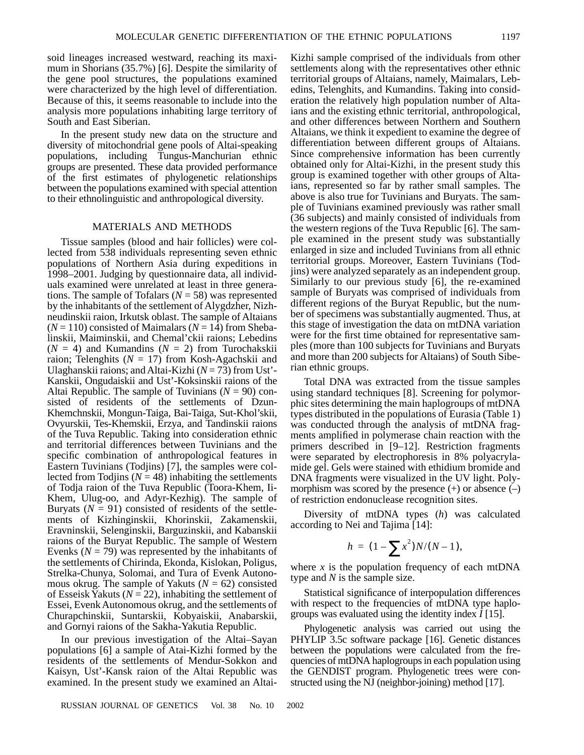soid lineages increased westward, reaching its maximum in Shorians (35.7%) [6]. Despite the similarity of the gene pool structures, the populations examined were characterized by the high level of differentiation. Because of this, it seems reasonable to include into the analysis more populations inhabiting large territory of South and East Siberian.

In the present study new data on the structure and diversity of mitochondrial gene pools of Altai-speaking populations, including Tungus-Manchurian ethnic groups are presented. These data provided performance of the first estimates of phylogenetic relationships between the populations examined with special attention to their ethnolinguistic and anthropological diversity.

## MATERIALS AND METHODS

Tissue samples (blood and hair follicles) were collected from 538 individuals representing seven ethnic populations of Northern Asia during expeditions in 1998–2001. Judging by questionnaire data, all individuals examined were unrelated at least in three generations. The sample of Tofalars ($N = 58$) was represented by the inhabitants of the settlement of Alygdzher, Nizhneudinskii raion, Irkutsk oblast. The sample of Altaians ($N = 110$) consisted of Maimalars ($N = 14$) from Shebalinskii, Maiminskii, and Chemal'ckii raions; Lebedins ($N = 4$) and Kumandins ($N = 2$) from Turochakskii raion; Telenghits ($N = 17$) from Kosh-Agachskii and Ulaghanskii raions; and Altai-Kizhi ($N = 73$) from Ust'-Kanskii, Ongudaiskii and Ust'-Koksinskii raions of the Altai Republic. The sample of Tuvinians ($N = 90$) consisted of residents of the settlements of Dzun-Khemchnskii, Mongun-Taiga, Bai-Taiga, Sut-Khol'skii, Ovyurskii, Tes-Khemskii, Erzya, and Tandinskii raions of the Tuva Republic. Taking into consideration ethnic and territorial differences between Tuvinians and the specific combination of anthropological features in Eastern Tuvinians (Todjins) [7], the samples were collected from Todjins ($N = 48$) inhabiting the settlements of Todja raion of the Tuva Republic (Toora-Khem, Ii-Khem, Ulug-oo, and Adyr-Kezhig). The sample of Buryats ($N = 91$) consisted of residents of the settlements of Kizhinginskii, Khorinskii, Zakamenskii, Eravninskii, Selenginskii, Barguzinskii, and Kabanskii raions of the Buryat Republic. The sample of Western Evenks ($N = 79$) was represented by the inhabitants of the settlements of Chirinda, Ekonda, Kislokan, Poligus, Strelka-Chunya, Solomai, and Tura of Evenk Autonomous okrug. The sample of Yakuts ($N = 62$) consisted of Esseisk Yakuts ($N = 22$), inhabiting the settlement of Essei, Evenk Autonomous okrug, and the settlements of Churapchinskii, Suntarskii, Kobyaiskii, Anabarskii, and Gornyi raions of the Sakha-Yakutia Republic.

In our previous investigation of the Altai–Sayan populations [6] a sample of Atai-Kizhi formed by the residents of the settlements of Mendur-Sokkon and Kaisyn, Ust'-Kansk raion of the Altai Republic was examined. In the present study we examined an Altai-Kizhi sample comprised of the individuals from other settlements along with the representatives other ethnic territorial groups of Altaians, namely, Maimalars, Lebedins, Telenghits, and Kumandins. Taking into consideration the relatively high population number of Altaians and the existing ethnic territorial, anthropological, and other differences between Northern and Southern Altaians, we think it expedient to examine the degree of differentiation between different groups of Altaians. Since comprehensive information has been currently obtained only for Altai-Kizhi, in the present study this group is examined together with other groups of Altaians, represented so far by rather small samples. The above is also true for Tuvinians and Buryats. The sample of Tuvinians examined previously was rather small (36 subjects) and mainly consisted of individuals from the western regions of the Tuva Republic [6]. The sample examined in the present study was substantially enlarged in size and included Tuvinians from all ethnic territorial groups. Moreover, Eastern Tuvinians (Todjins) were analyzed separately as an independent group. Similarly to our previous study [6], the re-examined sample of Buryats was comprised of individuals from different regions of the Buryat Republic, but the number of specimens was substantially augmented. Thus, at this stage of investigation the data on mtDNA variation were for the first time obtained for representative samples (more than 100 subjects for Tuvinians and Buryats and more than 200 subjects for Altaians) of South Siberian ethnic groups.

Total DNA was extracted from the tissue samples using standard techniques [8]. Screening for polymorphic sites determining the main haplogroups of mtDNA types distributed in the populations of Eurasia (Table 1) was conducted through the analysis of mtDNA fragments amplified in polymerase chain reaction with the primers described in [9–12]. Restriction fragments were separated by electrophoresis in 8% polyacrylamide gel. Gels were stained with ethidium bromide and DNA fragments were visualized in the UV light. Polymorphism was scored by the presence (+) or absence (–) of restriction endonuclease recognition sites.

Diversity of mtDNA types ($h$) was calculated according to Nei and Tajima [14]:

$$h = \left(1 - \sum x^2\right) N/(N-1),$$

where $x$ is the population frequency of each mtDNA type and $N$ is the sample size.

Statistical significance of interpopulation differences with respect to the frequencies of mtDNA type haplogroups was evaluated using the identity index $I$ [15].

Phylogenetic analysis was carried out using the PHYLIP 3.5c software package [16]. Genetic distances between the populations were calculated from the frequencies of mtDNA haplogroups in each population using the GENDIST program. Phylogenetic trees were constructed using the NJ (neighbor-joining) method [17].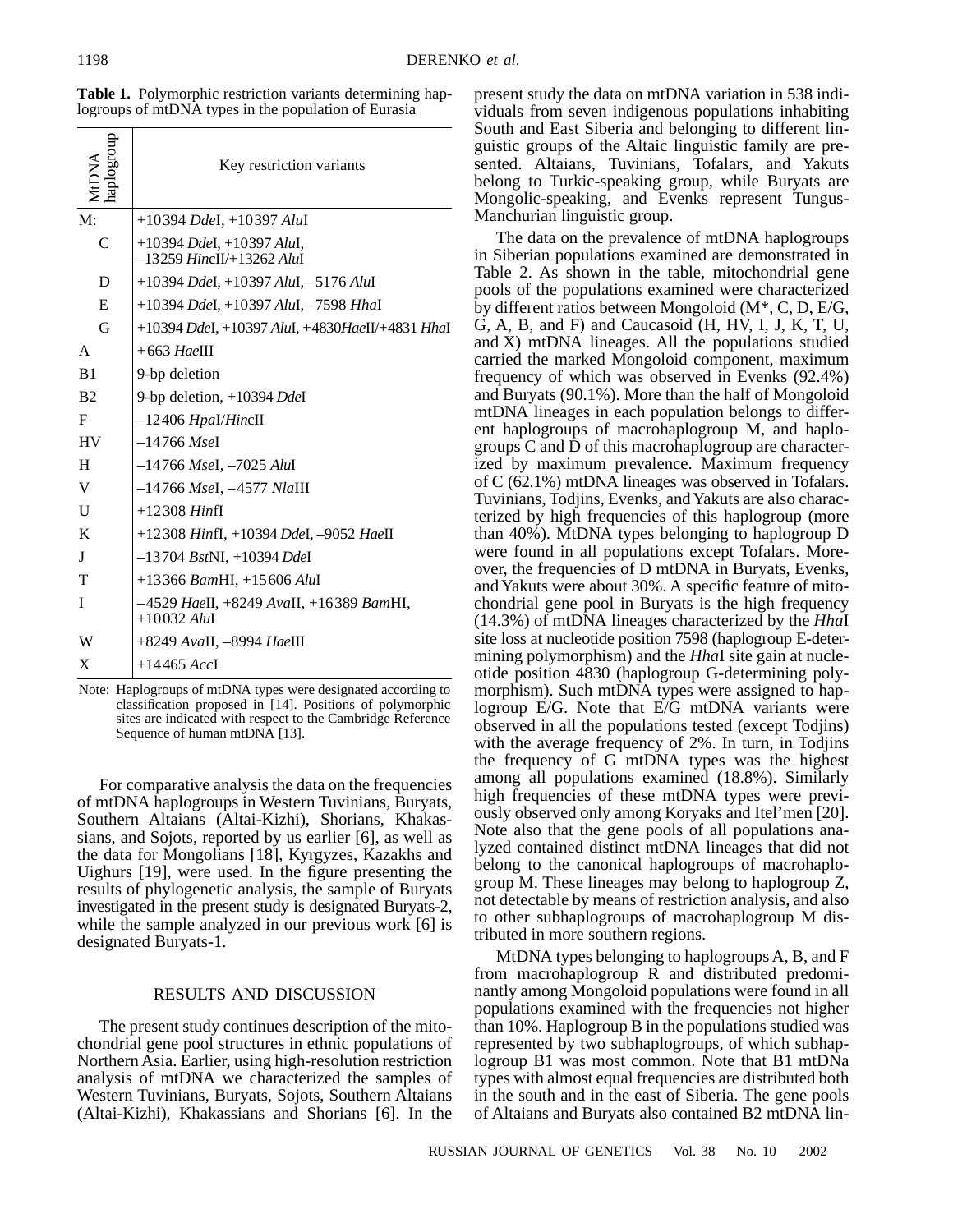**Table 1.** Polymorphic restriction variants determining haplogroups of mtDNA types in the population of Eurasia

| MtDNA haplogroup | Key restriction variants |
|---|---|
| M: | +10394 *Dde*I, +10397 *Alu*I |
| C | +10394 *Dde*I, +10397 *Alu*I, –13259 *Hinc*II/+13262 *Alu*I |
| D | +10394 *Dde*I, +10397 *Alu*I, –5176 *Alu*I |
| E | +10394 *Dde*I, +10397 *Alu*I, –7598 *Hha*I |
| G | +10394 *Dde*I, +10397 *Alu*I, +4830*Hae*II/+4831 *Hha*I |
| A | +663 *Hae*III |
| B1 | 9-bp deletion |
| B2 | 9-bp deletion, +10394 *Dde*I |
| F | –12406 *Hpa*I/*Hinc*II |
| HV | –14766 *Mse*I |
| H | –14766 *Mse*I, –7025 *Alu*I |
| V | –14766 *Mse*I, –4577 *Nla*III |
| U | +12308 *Hinf*I |
| K | +12308 *Hinf*I, +10394 *Dde*I, –9052 *Hae*II |
| J | –13704 *Bst*NI, +10394 *Dde*I |
| T | +13366 *Bam*HI, +15606 *Alu*I |
| I | –4529 *Hae*II, +8249 *Ava*II, +16389 *Bam*HI, +10032 *Alu*I |
| W | +8249 *Ava*II, –8994 *Hae*III |
| X | +14465 *Acc*I |

Note: Haplogroups of mtDNA types were designated according to classification proposed in [14]. Positions of polymorphic sites are indicated with respect to the Cambridge Reference Sequence of human mtDNA [13].

For comparative analysis the data on the frequencies of mtDNA haplogroups in Western Tuvinians, Buryats, Southern Altaians (Altai-Kizhi), Shorians, Khakassians, and Sojots, reported by us earlier [6], as well as the data for Mongolians [18], Kyrgyzes, Kazakhs and Uighurs [19], were used. In the figure presenting the results of phylogenetic analysis, the sample of Buryats investigated in the present study is designated Buryats-2, while the sample analyzed in our previous work [6] is designated Buryats-1.

## RESULTS AND DISCUSSION

The present study continues description of the mitochondrial gene pool structures in ethnic populations of Northern Asia. Earlier, using high-resolution restriction analysis of mtDNA we characterized the samples of Western Tuvinians, Buryats, Sojots, Southern Altaians (Altai-Kizhi), Khakassians and Shorians [6]. In the present study the data on mtDNA variation in 538 individuals from seven indigenous populations inhabiting South and East Siberia and belonging to different linguistic groups of the Altaic linguistic family are presented. Altaians, Tuvinians, Tofalars, and Yakuts belong to Turkic-speaking group, while Buryats are Mongolic-speaking, and Evenks represent Tungus-Manchurian linguistic group.

The data on the prevalence of mtDNA haplogroups in Siberian populations examined are demonstrated in Table 2. As shown in the table, mitochondrial gene pools of the populations examined were characterized by different ratios between Mongoloid (M*, C, D, E/G, G, A, B, and F) and Caucasoid (H, HV, I, J, K, T, U, and X) mtDNA lineages. All the populations studied carried the marked Mongoloid component, maximum frequency of which was observed in Evenks (92.4%) and Buryats (90.1%). More than the half of Mongoloid mtDNA lineages in each population belongs to different haplogroups of macrohaplogroup M, and haplogroups C and D of this macrohaplogroup are characterized by maximum prevalence. Maximum frequency of C (62.1%) mtDNA lineages was observed in Tofalars. Tuvinians, Todjins, Evenks, and Yakuts are also characterized by high frequencies of this haplogroup (more than 40%). MtDNA types belonging to haplogroup D were found in all populations except Tofalars. Moreover, the frequencies of D mtDNA in Buryats, Evenks, and Yakuts were about 30%. A specific feature of mitochondrial gene pool in Buryats is the high frequency (14.3%) of mtDNA lineages characterized by the *Hha*I site loss at nucleotide position 7598 (haplogroup E-determining polymorphism) and the *Hha*I site gain at nucleotide position 4830 (haplogroup G-determining polymorphism). Such mtDNA types were assigned to haplogroup E/G. Note that E/G mtDNA variants were observed in all the populations tested (except Todjins) with the average frequency of 2%. In turn, in Todjins the frequency of G mtDNA types was the highest among all populations examined (18.8%). Similarly high frequencies of these mtDNA types were previously observed only among Koryaks and Itel'men [20]. Note also that the gene pools of all populations analyzed contained distinct mtDNA lineages that did not belong to the canonical haplogroups of macrohaplogroup M. These lineages may belong to haplogroup Z, not detectable by means of restriction analysis, and also to other subhaplogroups of macrohaplogroup M distributed in more southern regions.

MtDNA types belonging to haplogroups A, B, and F from macrohaplogroup R and distributed predominantly among Mongoloid populations were found in all populations examined with the frequencies not higher than 10%. Haplogroup B in the populations studied was represented by two subhaplogroups, of which subhaplogroup B1 was most common. Note that B1 mtDNa types with almost equal frequencies are distributed both in the south and in the east of Siberia. The gene pools of Altaians and Buryats also contained B2 mtDNA lin-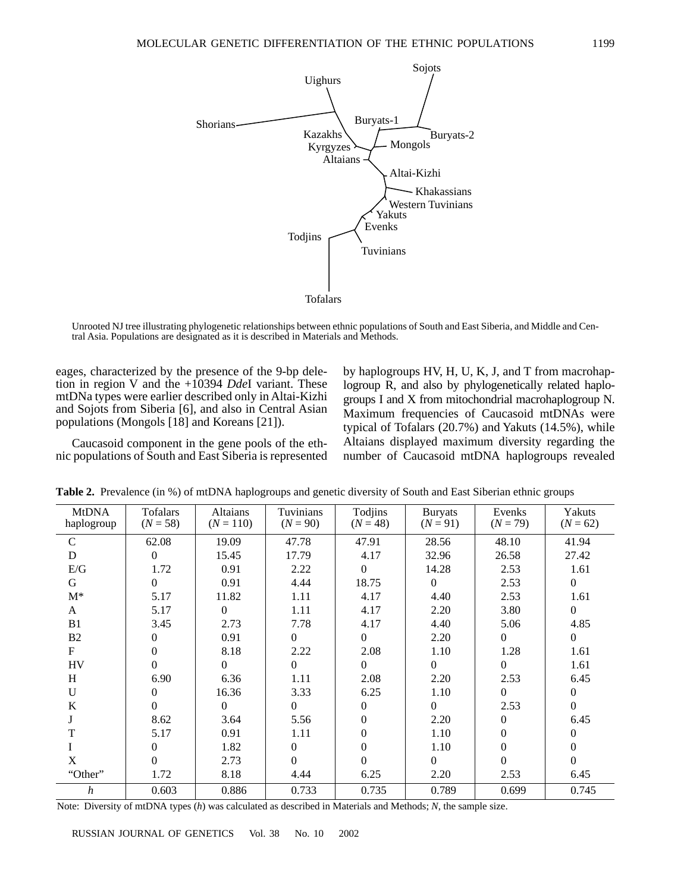Unrooted NJ tree illustrating phylogenetic relationships between ethnic populations of South and East Siberia, and Middle and Central Asia. Populations are designated as it is described in Materials and Methods.

eages, characterized by the presence of the 9-bp deletion in region V and the +10394 *Dde*I variant. These mtDNa types were earlier described only in Altai-Kizhi and Sojots from Siberia [6], and also in Central Asian populations (Mongols [18] and Koreans [21]).

Caucasoid component in the gene pools of the ethnic populations of South and East Siberia is represented by haplogroups HV, H, U, K, J, and T from macrohaplogroup R, and also by phylogenetically related haplogroups I and X from mitochondrial macrohaplogroup N. Maximum frequencies of Caucasoid mtDNAs were typical of Tofalars (20.7%) and Yakuts (14.5%), while Altaians displayed maximum diversity regarding the number of Caucasoid mtDNA haplogroups revealed

**Table 2.** Prevalence (in %) of mtDNA haplogroups and genetic diversity of South and East Siberian ethnic groups

| MtDNA haplogroup | Tofalars ($N$ = 58) | Altaians ($N$ = 110) | Tuvinians ($N$ = 90) | Todjins ($N$ = 48) | Buryats ($N$ = 91) | Evenks ($N$ = 79) | Yakuts ($N$ = 62) |
|---|---|---|---|---|---|---|---|
| C | 62.08 | 19.09 | 47.78 | 47.91 | 28.56 | 48.10 | 41.94 |
| D | 0 | 15.45 | 17.79 | 4.17 | 32.96 | 26.58 | 27.42 |
| E/G | 1.72 | 0.91 | 2.22 | 0 | 14.28 | 2.53 | 1.61 |
| G | 0 | 0.91 | 4.44 | 18.75 | 0 | 2.53 | 0 |
| M* | 5.17 | 11.82 | 1.11 | 4.17 | 4.40 | 2.53 | 1.61 |
| A | 5.17 | 0 | 1.11 | 4.17 | 2.20 | 3.80 | 0 |
| B1 | 3.45 | 2.73 | 7.78 | 4.17 | 4.40 | 5.06 | 4.85 |
| B2 | 0 | 0.91 | 0 | 0 | 2.20 | 0 | 0 |
| F | 0 | 8.18 | 2.22 | 2.08 | 1.10 | 1.28 | 1.61 |
| HV | 0 | 0 | 0 | 0 | 0 | 0 | 1.61 |
| H | 6.90 | 6.36 | 1.11 | 2.08 | 2.20 | 2.53 | 6.45 |
| U | 0 | 16.36 | 3.33 | 6.25 | 1.10 | 0 | 0 |
| K | 0 | 0 | 0 | 0 | 0 | 2.53 | 0 |
| J | 8.62 | 3.64 | 5.56 | 0 | 2.20 | 0 | 6.45 |
| T | 5.17 | 0.91 | 1.11 | 0 | 1.10 | 0 | 0 |
| I | 0 | 1.82 | 0 | 0 | 1.10 | 0 | 0 |
| X | 0 | 2.73 | 0 | 0 | 0 | 0 | 0 |
| "Other" | 1.72 | 8.18 | 4.44 | 6.25 | 2.20 | 2.53 | 6.45 |
| $h$ | 0.603 | 0.886 | 0.733 | 0.735 | 0.789 | 0.699 | 0.745 |

Note: Diversity of mtDNA types ($h$) was calculated as described in Materials and Methods; $N$, the sample size.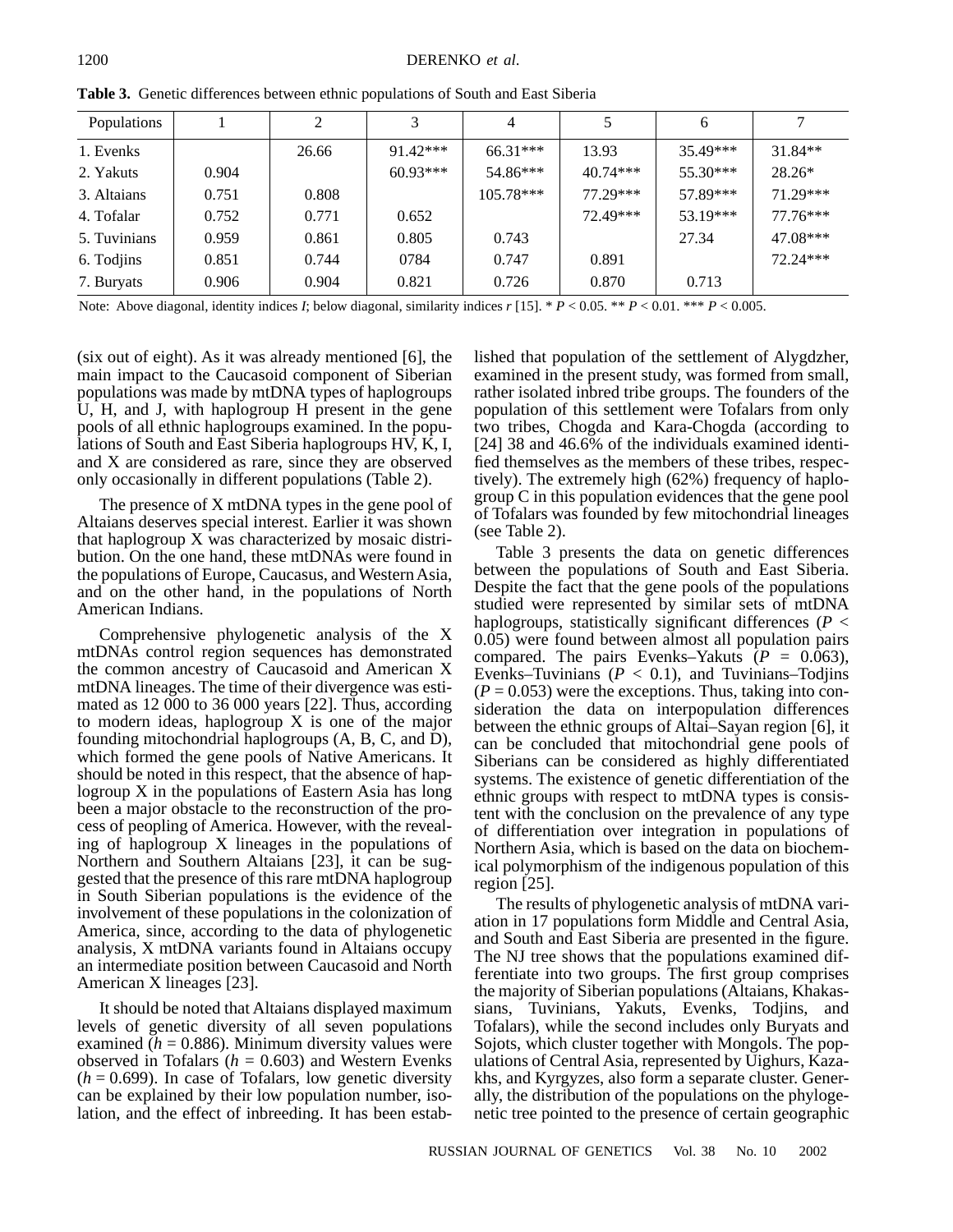**Table 3.** Genetic differences between ethnic populations of South and East Siberia

| Populations | 1 | 2 | 3 | 4 | 5 | 6 | 7 |
|---|---|---|---|---|---|---|---|
| 1. Evenks | | 26.66 | 91.42*** | 66.31*** | 13.93 | 35.49*** | 31.84** |
| 2. Yakuts | 0.904 | | 60.93*** | 54.86*** | 40.74*** | 55.30*** | 28.26* |
| 3. Altaians | 0.751 | 0.808 | | 105.78*** | 77.29*** | 57.89*** | 71.29*** |
| 4. Tofalar | 0.752 | 0.771 | 0.652 | | 72.49*** | 53.19*** | 77.76*** |
| 5. Tuvinians | 0.959 | 0.861 | 0.805 | 0.743 | | 27.34 | 47.08*** |
| 6. Todjins | 0.851 | 0.744 | 0784 | 0.747 | 0.891 | | 72.24*** |
| 7. Buryats | 0.906 | 0.904 | 0.821 | 0.726 | 0.870 | 0.713 | |

Note: Above diagonal, identity indices *I*; below diagonal, similarity indices *r* [15]. * $P < 0.05$. ** $P < 0.01$. *** $P < 0.005$.

(six out of eight). As it was already mentioned [6], the main impact to the Caucasoid component of Siberian populations was made by mtDNA types of haplogroups U, H, and J, with haplogroup H present in the gene pools of all ethnic haplogroups examined. In the populations of South and East Siberia haplogroups HV, K, I, and X are considered as rare, since they are observed only occasionally in different populations (Table 2).

The presence of X mtDNA types in the gene pool of Altaians deserves special interest. Earlier it was shown that haplogroup X was characterized by mosaic distribution. On the one hand, these mtDNAs were found in the populations of Europe, Caucasus, and Western Asia, and on the other hand, in the populations of North American Indians.

Comprehensive phylogenetic analysis of the X mtDNAs control region sequences has demonstrated the common ancestry of Caucasoid and American X mtDNA lineages. The time of their divergence was estimated as 12 000 to 36 000 years [22]. Thus, according to modern ideas, haplogroup X is one of the major founding mitochondrial haplogroups (A, B, C, and D), which formed the gene pools of Native Americans. It should be noted in this respect, that the absence of haplogroup X in the populations of Eastern Asia has long been a major obstacle to the reconstruction of the process of peopling of America. However, with the revealing of haplogroup X lineages in the populations of Northern and Southern Altaians [23], it can be suggested that the presence of this rare mtDNA haplogroup in South Siberian populations is the evidence of the involvement of these populations in the colonization of America, since, according to the data of phylogenetic analysis, X mtDNA variants found in Altaians occupy an intermediate position between Caucasoid and North American X lineages [23].

It should be noted that Altaians displayed maximum levels of genetic diversity of all seven populations examined ($h = 0.886$). Minimum diversity values were observed in Tofalars ($h = 0.603$) and Western Evenks ($h = 0.699$). In case of Tofalars, low genetic diversity can be explained by their low population number, isolation, and the effect of inbreeding. It has been established that population of the settlement of Alygdzher, examined in the present study, was formed from small, rather isolated inbred tribe groups. The founders of the population of this settlement were Tofalars from only two tribes, Chogda and Kara-Chogda (according to [24] 38 and 46.6% of the individuals examined identified themselves as the members of these tribes, respectively). The extremely high (62%) frequency of haplogroup C in this population evidences that the gene pool of Tofalars was founded by few mitochondrial lineages (see Table 2).

Table 3 presents the data on genetic differences between the populations of South and East Siberia. Despite the fact that the gene pools of the populations studied were represented by similar sets of mtDNA haplogroups, statistically significant differences ($P < 0.05$) were found between almost all population pairs compared. The pairs Evenks–Yakuts ($P = 0.063$), Evenks–Tuvinians ($P < 0.1$), and Tuvinians–Todjins ($P = 0.053$) were the exceptions. Thus, taking into consideration the data on interpopulation differences between the ethnic groups of Altai–Sayan region [6], it can be concluded that mitochondrial gene pools of Siberians can be considered as highly differentiated systems. The existence of genetic differentiation of the ethnic groups with respect to mtDNA types is consistent with the conclusion on the prevalence of any type of differentiation over integration in populations of Northern Asia, which is based on the data on biochemical polymorphism of the indigenous population of this region [25].

The results of phylogenetic analysis of mtDNA variation in 17 populations form Middle and Central Asia, and South and East Siberia are presented in the figure. The NJ tree shows that the populations examined differentiate into two groups. The first group comprises the majority of Siberian populations (Altaians, Khakassians, Tuvinians, Yakuts, Evenks, Todjins, and Tofalars), while the second includes only Buryats and Sojots, which cluster together with Mongols. The populations of Central Asia, represented by Uighurs, Kazakhs, and Kyrgyzes, also form a separate cluster. Generally, the distribution of the populations on the phylogenetic tree pointed to the presence of certain geographic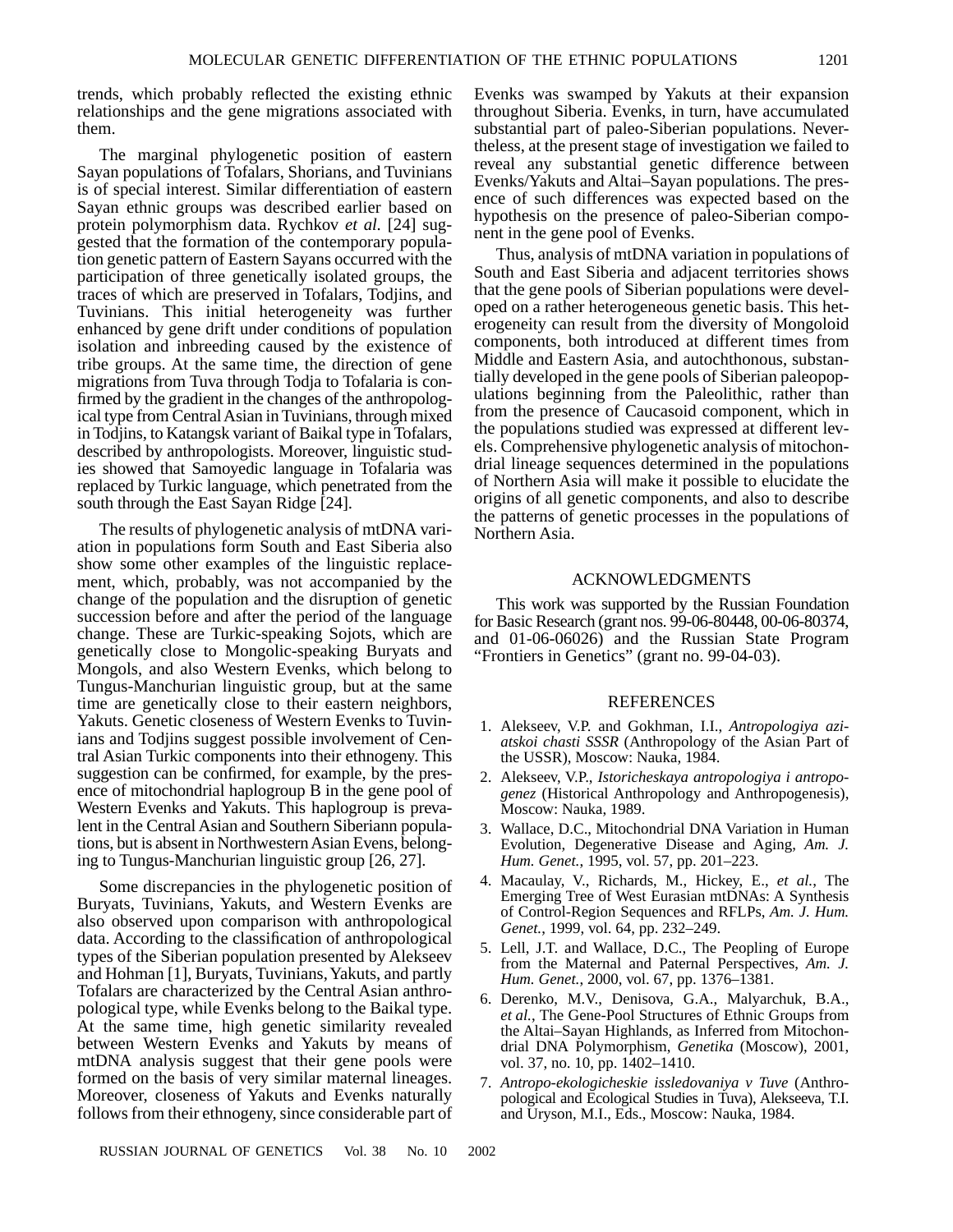trends, which probably reflected the existing ethnic relationships and the gene migrations associated with them.

The marginal phylogenetic position of eastern Sayan populations of Tofalars, Shorians, and Tuvinians is of special interest. Similar differentiation of eastern Sayan ethnic groups was described earlier based on protein polymorphism data. Rychkov *et al.* [24] suggested that the formation of the contemporary population genetic pattern of Eastern Sayans occurred with the participation of three genetically isolated groups, the traces of which are preserved in Tofalars, Todjins, and Tuvinians. This initial heterogeneity was further enhanced by gene drift under conditions of population isolation and inbreeding caused by the existence of tribe groups. At the same time, the direction of gene migrations from Tuva through Todja to Tofalaria is confirmed by the gradient in the changes of the anthropological type from Central Asian in Tuvinians, through mixed in Todjins, to Katangsk variant of Baikal type in Tofalars, described by anthropologists. Moreover, linguistic studies showed that Samoyedic language in Tofalaria was replaced by Turkic language, which penetrated from the south through the East Sayan Ridge [24].

The results of phylogenetic analysis of mtDNA variation in populations form South and East Siberia also show some other examples of the linguistic replacement, which, probably, was not accompanied by the change of the population and the disruption of genetic succession before and after the period of the language change. These are Turkic-speaking Sojots, which are genetically close to Mongolic-speaking Buryats and Mongols, and also Western Evenks, which belong to Tungus-Manchurian linguistic group, but at the same time are genetically close to their eastern neighbors, Yakuts. Genetic closeness of Western Evenks to Tuvinians and Todjins suggest possible involvement of Central Asian Turkic components into their ethnogeny. This suggestion can be confirmed, for example, by the presence of mitochondrial haplogroup B in the gene pool of Western Evenks and Yakuts. This haplogroup is prevalent in the Central Asian and Southern Siberiann populations, but is absent in Northwestern Asian Evens, belonging to Tungus-Manchurian linguistic group [26, 27].

Some discrepancies in the phylogenetic position of Buryats, Tuvinians, Yakuts, and Western Evenks are also observed upon comparison with anthropological data. According to the classification of anthropological types of the Siberian population presented by Alekseev and Hohman [1], Buryats, Tuvinians, Yakuts, and partly Tofalars are characterized by the Central Asian anthropological type, while Evenks belong to the Baikal type. At the same time, high genetic similarity revealed between Western Evenks and Yakuts by means of mtDNA analysis suggest that their gene pools were formed on the basis of very similar maternal lineages. Moreover, closeness of Yakuts and Evenks naturally follows from their ethnogeny, since considerable part of Evenks was swamped by Yakuts at their expansion throughout Siberia. Evenks, in turn, have accumulated substantial part of paleo-Siberian populations. Nevertheless, at the present stage of investigation we failed to reveal any substantial genetic difference between Evenks/Yakuts and Altai–Sayan populations. The presence of such differences was expected based on the hypothesis on the presence of paleo-Siberian component in the gene pool of Evenks.

Thus, analysis of mtDNA variation in populations of South and East Siberia and adjacent territories shows that the gene pools of Siberian populations were developed on a rather heterogeneous genetic basis. This heterogeneity can result from the diversity of Mongoloid components, both introduced at different times from Middle and Eastern Asia, and autochthonous, substantially developed in the gene pools of Siberian paleopopulations beginning from the Paleolithic, rather than from the presence of Caucasoid component, which in the populations studied was expressed at different levels. Comprehensive phylogenetic analysis of mitochondrial lineage sequences determined in the populations of Northern Asia will make it possible to elucidate the origins of all genetic components, and also to describe the patterns of genetic processes in the populations of Northern Asia.

## ACKNOWLEDGMENTS

This work was supported by the Russian Foundation for Basic Research (grant nos. 99-06-80448, 00-06-80374, and 01-06-06026) and the Russian State Program “Frontiers in Genetics” (grant no. 99-04-03).

## REFERENCES

1. Alekseev, V.P. and Gokhman, I.I., *Antropologiya aziatskoi chasti SSSR* (Anthropology of the Asian Part of the USSR), Moscow: Nauka, 1984.
2. Alekseev, V.P., *Istoricheskaya antropologiya i antropogenez* (Historical Anthropology and Anthropogenesis), Moscow: Nauka, 1989.
3. Wallace, D.C., Mitochondrial DNA Variation in Human Evolution, Degenerative Disease and Aging, *Am. J. Hum. Genet.*, 1995, vol. 57, pp. 201–223.
4. Macaulay, V., Richards, M., Hickey, E., *et al.*, The Emerging Tree of West Eurasian mtDNAs: A Synthesis of Control-Region Sequences and RFLPs, *Am. J. Hum. Genet.*, 1999, vol. 64, pp. 232–249.
5. Lell, J.T. and Wallace, D.C., The Peopling of Europe from the Maternal and Paternal Perspectives, *Am. J. Hum. Genet.*, 2000, vol. 67, pp. 1376–1381.
6. Derenko, M.V., Denisova, G.A., Malyarchuk, B.A., *et al.*, The Gene-Pool Structures of Ethnic Groups from the Altai–Sayan Highlands, as Inferred from Mitochondrial DNA Polymorphism, *Genetika* (Moscow), 2001, vol. 37, no. 10, pp. 1402–1410.
7. *Antropo-ekologicheskie issledovaniya v Tuve* (Anthropological and Ecological Studies in Tuva), Alekseeva, T.I. and Uryson, M.I., Eds., Moscow: Nauka, 1984.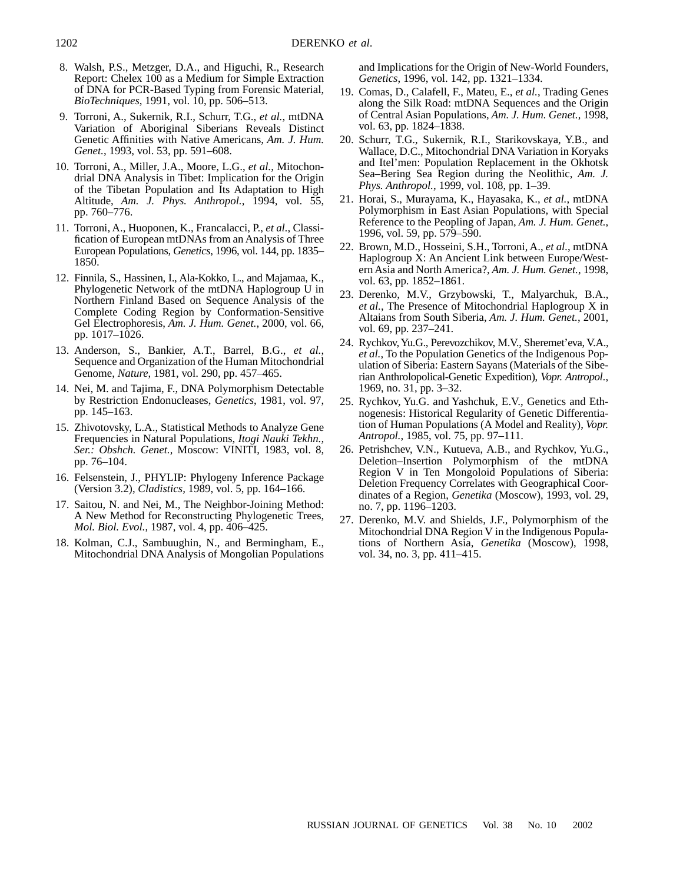8. Walsh, P.S., Metzger, D.A., and Higuchi, R., Research Report: Chelex 100 as a Medium for Simple Extraction of DNA for PCR-Based Typing from Forensic Material, *BioTechniques*, 1991, vol. 10, pp. 506–513.
9. Torroni, A., Sukernik, R.I., Schurr, T.G., *et al.*, mtDNA Variation of Aboriginal Siberians Reveals Distinct Genetic Affinities with Native Americans, *Am. J. Hum. Genet.*, 1993, vol. 53, pp. 591–608.
10. Torroni, A., Miller, J.A., Moore, L.G., *et al.*, Mitochondrial DNA Analysis in Tibet: Implication for the Origin of the Tibetan Population and Its Adaptation to High Altitude, *Am. J. Phys. Anthropol.*, 1994, vol. 55, pp. 760–776.
11. Torroni, A., Huoponen, K., Francalacci, P., *et al.*, Classification of European mtDNAs from an Analysis of Three European Populations, *Genetics*, 1996, vol. 144, pp. 1835–1850.
12. Finnila, S., Hassinen, I., Ala-Kokko, L., and Majamaa, K., Phylogenetic Network of the mtDNA Haplogroup U in Northern Finland Based on Sequence Analysis of the Complete Coding Region by Conformation-Sensitive Gel Electrophoresis, *Am. J. Hum. Genet.*, 2000, vol. 66, pp. 1017–1026.
13. Anderson, S., Bankier, A.T., Barrel, B.G., *et al.*, Sequence and Organization of the Human Mitochondrial Genome, *Nature*, 1981, vol. 290, pp. 457–465.
14. Nei, M. and Tajima, F., DNA Polymorphism Detectable by Restriction Endonucleases, *Genetics*, 1981, vol. 97, pp. 145–163.
15. Zhivotovsky, L.A., Statistical Methods to Analyze Gene Frequencies in Natural Populations, *Itogi Nauki Tekhn., Ser.: Obshch. Genet.*, Moscow: VINITI, 1983, vol. 8, pp. 76–104.
16. Felsenstein, J., PHYLIP: Phylogeny Inference Package (Version 3.2), *Cladistics*, 1989, vol. 5, pp. 164–166.
17. Saitou, N. and Nei, M., The Neighbor-Joining Method: A New Method for Reconstructing Phylogenetic Trees, *Mol. Biol. Evol.*, 1987, vol. 4, pp. 406–425.
18. Kolman, C.J., Sambuughin, N., and Bermingham, E., Mitochondrial DNA Analysis of Mongolian Populations and Implications for the Origin of New-World Founders, *Genetics*, 1996, vol. 142, pp. 1321–1334.
19. Comas, D., Calafell, F., Mateu, E., *et al.*, Trading Genes along the Silk Road: mtDNA Sequences and the Origin of Central Asian Populations, *Am. J. Hum. Genet.*, 1998, vol. 63, pp. 1824–1838.
20. Schurr, T.G., Sukernik, R.I., Starikovskaya, Y.B., and Wallace, D.C., Mitochondrial DNA Variation in Koryaks and Itel'men: Population Replacement in the Okhotsk Sea–Bering Sea Region during the Neolithic, *Am. J. Phys. Anthropol.*, 1999, vol. 108, pp. 1–39.
21. Horai, S., Murayama, K., Hayasaka, K., *et al.*, mtDNA Polymorphism in East Asian Populations, with Special Reference to the Peopling of Japan, *Am. J. Hum. Genet.*, 1996, vol. 59, pp. 579–590.
22. Brown, M.D., Hosseini, S.H., Torroni, A., *et al.*, mtDNA Haplogroup X: An Ancient Link between Europe/Western Asia and North America?, *Am. J. Hum. Genet.*, 1998, vol. 63, pp. 1852–1861.
23. Derenko, M.V., Grzybowski, T., Malyarchuk, B.A., *et al.*, The Presence of Mitochondrial Haplogroup X in Altaians from South Siberia, *Am. J. Hum. Genet.*, 2001, vol. 69, pp. 237–241.
24. Rychkov, Yu.G., Perevozchikov, M.V., Sheremet'eva, V.A., *et al.*, To the Population Genetics of the Indigenous Population of Siberia: Eastern Sayans (Materials of the Siberian Anthrolopolical-Genetic Expedition), *Vopr. Antropol.*, 1969, no. 31, pp. 3–32.
25. Rychkov, Yu.G. and Yashchuk, E.V., Genetics and Ethnogenesis: Historical Regularity of Genetic Differentiation of Human Populations (A Model and Reality), *Vopr. Antropol.*, 1985, vol. 75, pp. 97–111.
26. Petrishchev, V.N., Kutueva, A.B., and Rychkov, Yu.G., Deletion–Insertion Polymorphism of the mtDNA Region V in Ten Mongoloid Populations of Siberia: Deletion Frequency Correlates with Geographical Coordinates of a Region, *Genetika* (Moscow), 1993, vol. 29, no. 7, pp. 1196–1203.
27. Derenko, M.V. and Shields, J.F., Polymorphism of the Mitochondrial DNA Region V in the Indigenous Populations of Northern Asia, *Genetika* (Moscow), 1998, vol. 34, no. 3, pp. 411–415.